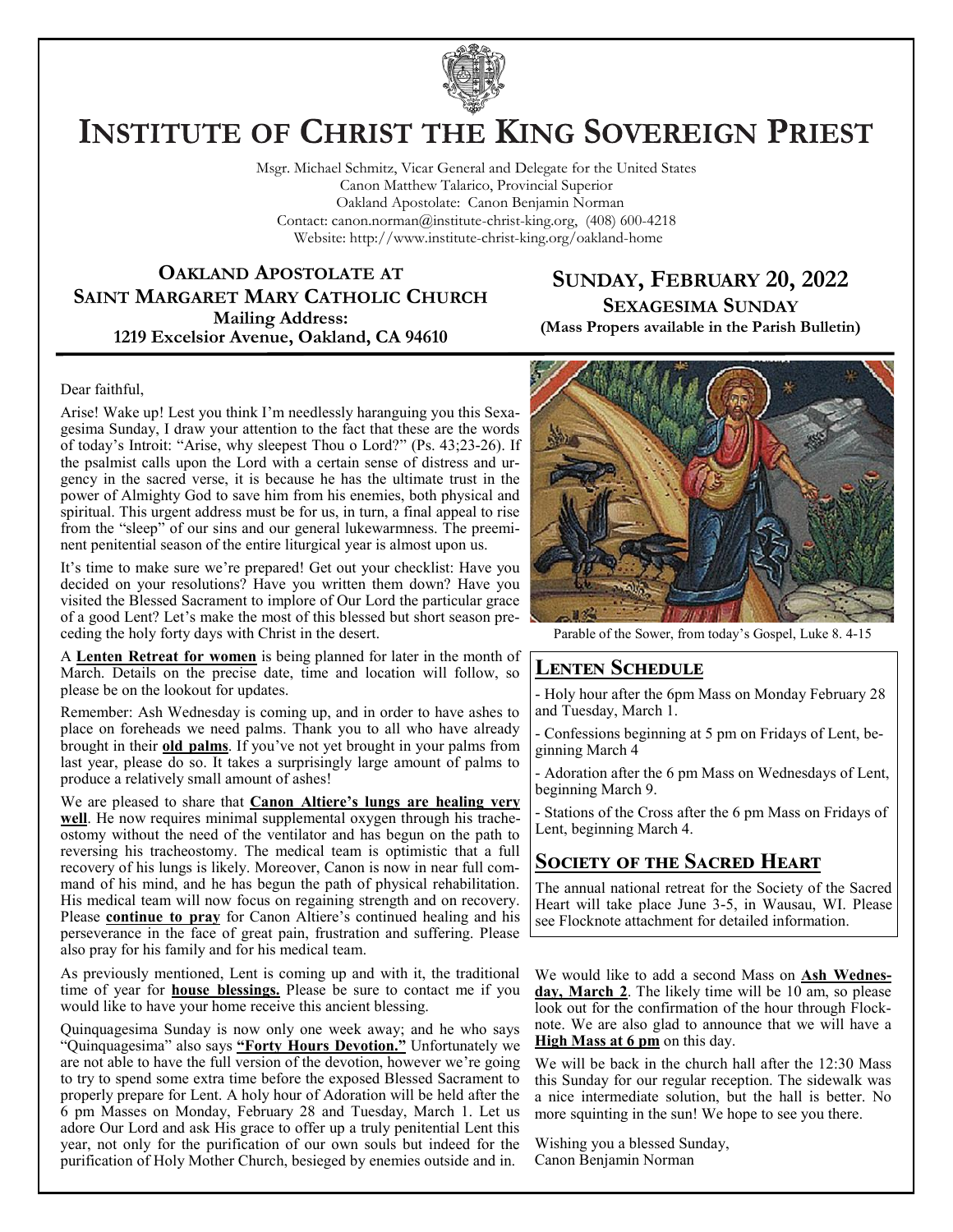# Institute of Christ the King Sovereign Priest

Msgr. Michael Schmitz, Vicar General and Delegate for the United States
Canon Matthew Talarico, Provincial Superior
Oakland Apostolate: Canon Benjamin Norman
Contact: canon.norman@institute-christ-king.org, (408) 600-4218
Website: http://www.institute-christ-king.org/oakland-home

## Oakland Apostolate at Saint Margaret Mary Catholic Church

**Mailing Address:**
**1219 Excelsior Avenue, Oakland, CA 94610**

## Sunday, February 20, 2022

**Sexagesima Sunday**
**(Mass Propers available in the Parish Bulletin)**

Dear faithful,

Arise! Wake up! Lest you think I'm needlessly haranguing you this Sexagesima Sunday, I draw your attention to the fact that these are the words of today's Introit: "Arise, why sleepest Thou o Lord?" (Ps. 43;23-26). If the psalmist calls upon the Lord with a certain sense of distress and urgency in the sacred verse, it is because he has the ultimate trust in the power of Almighty God to save him from his enemies, both physical and spiritual. This urgent address must be for us, in turn, a final appeal to rise from the "sleep" of our sins and our general lukewarmness. The preeminent penitential season of the entire liturgical year is almost upon us.

It's time to make sure we're prepared! Get out your checklist: Have you decided on your resolutions? Have you written them down? Have you visited the Blessed Sacrament to implore of Our Lord the particular grace of a good Lent? Let's make the most of this blessed but short season preceding the holy forty days with Christ in the desert.

A **Lenten Retreat for women** is being planned for later in the month of March. Details on the precise date, time and location will follow, so please be on the lookout for updates.

Remember: Ash Wednesday is coming up, and in order to have ashes to place on foreheads we need palms. Thank you to all who have already brought in their **old palms**. If you've not yet brought in your palms from last year, please do so. It takes a surprisingly large amount of palms to produce a relatively small amount of ashes!

We are pleased to share that **Canon Altiere's lungs are healing very well**. He now requires minimal supplemental oxygen through his tracheostomy without the need of the ventilator and has begun on the path to reversing his tracheostomy. The medical team is optimistic that a full recovery of his lungs is likely. Moreover, Canon is now in near full command of his mind, and he has begun the path of physical rehabilitation. His medical team will now focus on regaining strength and on recovery. Please **continue to pray** for Canon Altiere's continued healing and his perseverance in the face of great pain, frustration and suffering. Please also pray for his family and for his medical team.

As previously mentioned, Lent is coming up and with it, the traditional time of year for **house blessings.** Please be sure to contact me if you would like to have your home receive this ancient blessing.

Quinquagesima Sunday is now only one week away; and he who says "Quinquagesima" also says **"Forty Hours Devotion."** Unfortunately we are not able to have the full version of the devotion, however we're going to try to spend some extra time before the exposed Blessed Sacrament to properly prepare for Lent. A holy hour of Adoration will be held after the 6 pm Masses on Monday, February 28 and Tuesday, March 1. Let us adore Our Lord and ask His grace to offer up a truly penitential Lent this year, not only for the purification of our own souls but indeed for the purification of Holy Mother Church, besieged by enemies outside and in.

Parable of the Sower, from today's Gospel, Luke 8. 4-15

## Lenten Schedule

- Holy hour after the 6pm Mass on Monday February 28 and Tuesday, March 1.

- Confessions beginning at 5 pm on Fridays of Lent, beginning March 4

- Adoration after the 6 pm Mass on Wednesdays of Lent, beginning March 9.

- Stations of the Cross after the 6 pm Mass on Fridays of Lent, beginning March 4.

## Society of the Sacred Heart

The annual national retreat for the Society of the Sacred Heart will take place June 3-5, in Wausau, WI. Please see Flocknote attachment for detailed information.

We would like to add a second Mass on **Ash Wednesday, March 2**. The likely time will be 10 am, so please look out for the confirmation of the hour through Flocknote. We are also glad to announce that we will have a **High Mass at 6 pm** on this day.

We will be back in the church hall after the 12:30 Mass this Sunday for our regular reception. The sidewalk was a nice intermediate solution, but the hall is better. No more squinting in the sun! We hope to see you there.

Wishing you a blessed Sunday,
Canon Benjamin Norman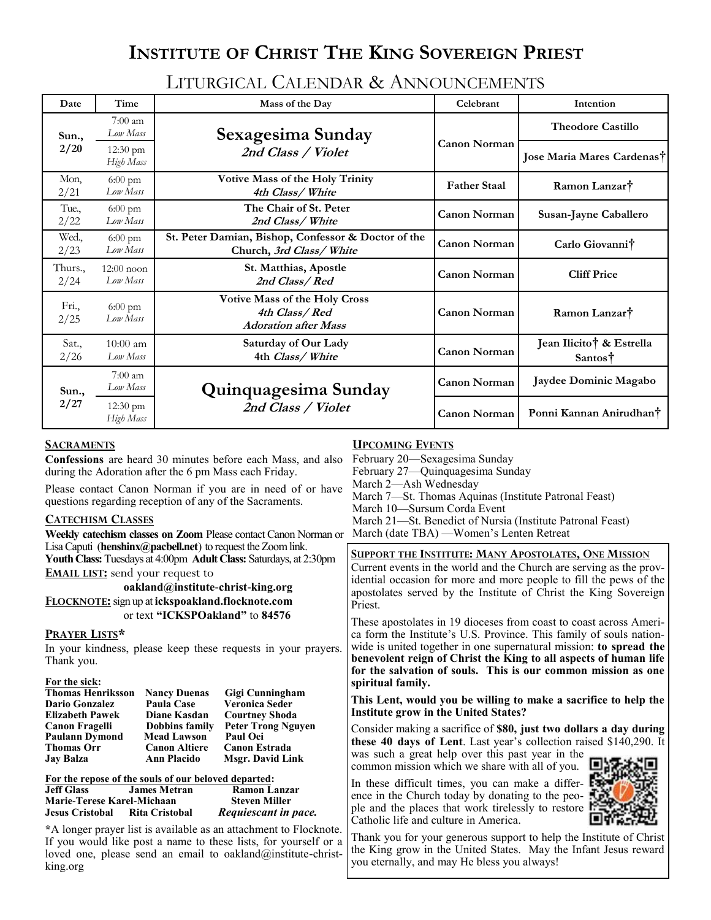# Institute of Christ The King Sovereign Priest

## Liturgical Calendar & Announcements

| Date | Time | Mass of the Day | Celebrant | Intention |
|---|---|---|---|---|
| **Sun., 2/20** | 7:00 am *Low Mass* | **Sexagesima Sunday** *2nd Class / Violet* | **Canon Norman** | **Theodore Castillo** |
| | 12:30 pm *High Mass* | | | **Jose Maria Mares Cardenas†** |
| Mon, 2/21 | 6:00 pm *Low Mass* | **Votive Mass of the Holy Trinity** ***4th Class/ White*** | **Father Staal** | **Ramon Lanzar†** |
| Tue., 2/22 | 6:00 pm *Low Mass* | **The Chair of St. Peter** ***2nd Class/ White*** | **Canon Norman** | **Susan-Jayne Caballero** |
| Wed., 2/23 | 6:00 pm *Low Mass* | **St. Peter Damian, Bishop, Confessor & Doctor of the Church, *3rd Class/ White*** | **Canon Norman** | **Carlo Giovanni†** |
| Thurs., 2/24 | 12:00 noon *Low Mass* | **St. Matthias, Apostle** ***2nd Class/ Red*** | **Canon Norman** | **Cliff Price** |
| Fri., 2/25 | 6:00 pm *Low Mass* | **Votive Mass of the Holy Cross** ***4th Class/ Red*** ***Adoration after Mass*** | **Canon Norman** | **Ramon Lanzar†** |
| Sat., 2/26 | 10:00 am *Low Mass* | **Saturday of Our Lady** **4th *Class/ White*** | **Canon Norman** | **Jean Ilicito† & Estrella Santos†** |
| **Sun., 2/27** | 7:00 am *Low Mass* | **Quinquagesima Sunday** *2nd Class / Violet* | **Canon Norman** | **Jaydee Dominic Magabo** |
| | 12:30 pm *High Mass* | | **Canon Norman** | **Ponni Kannan Anirudhan†** |

### Sacraments

**Confessions** are heard 30 minutes before each Mass, and also during the Adoration after the 6 pm Mass each Friday.

Please contact Canon Norman if you are in need of or have questions regarding reception of any of the Sacraments.

### Catechism Classes

**Weekly catechism classes on Zoom** Please contact Canon Norman or Lisa Caputi (**henshinx@pacbell.net**) to request the Zoom link.
**Youth Class:** Tuesdays at 4:00pm **Adult Class:** Saturdays, at 2:30pm

**Email list:** send your request to **oakland@institute-christ-king.org**

**Flocknote:** sign up at **ickspoakland.flocknote.com** or text **"ICKSPOakland"** to **84576**

### Prayer Lists*

In your kindness, please keep these requests in your prayers. Thank you.

**For the sick:**

| | | |
|---|---|---|
| **Thomas Henriksson** | **Nancy Duenas** | **Gigi Cunningham** |
| **Dario Gonzalez** | **Paula Case** | **Veronica Seder** |
| **Elizabeth Pawek** | **Diane Kasdan** | **Courtney Shoda** |
| **Canon Fragelli** | **Dobbins family** | **Peter Trong Nguyen** |
| **Paulann Dymond** | **Mead Lawson** | **Paul Oei** |
| **Thomas Orr** | **Canon Altiere** | **Canon Estrada** |
| **Jay Balza** | **Ann Placido** | **Msgr. David Link** |

**For the repose of the souls of our beloved departed:**

| | | |
|---|---|---|
| **Jeff Glass** | **James Metran** | **Ramon Lanzar** |
| **Marie-Terese Karel-Michaan** | | **Steven Miller** |
| **Jesus Cristobal** | **Rita Cristobal** | ***Requiescant in pace.*** |

**\***A longer prayer list is available as an attachment to Flocknote. If you would like post a name to these lists, for yourself or a loved one, please send an email to oakland@institute-christ-king.org

### Upcoming Events

February 20—Sexagesima Sunday
February 27—Quinquagesima Sunday
March 2—Ash Wednesday
March 7—St. Thomas Aquinas (Institute Patronal Feast)
March 10—Sursum Corda Event
March 21—St. Benedict of Nursia (Institute Patronal Feast)
March (date TBA) —Women's Lenten Retreat

### Support the Institute: Many Apostolates, One Mission

Current events in the world and the Church are serving as the providential occasion for more and more people to fill the pews of the apostolates served by the Institute of Christ the King Sovereign Priest.

These apostolates in 19 dioceses from coast to coast across America form the Institute's U.S. Province. This family of souls nationwide is united together in one supernatural mission: **to spread the benevolent reign of Christ the King to all aspects of human life for the salvation of souls. This is our common mission as one spiritual family.**

**This Lent, would you be willing to make a sacrifice to help the Institute grow in the United States?**

Consider making a sacrifice of **$80, just two dollars a day during these 40 days of Lent**. Last year's collection raised $140,290. It was such a great help over this past year in the common mission which we share with all of you.

In these difficult times, you can make a difference in the Church today by donating to the people and the places that work tirelessly to restore Catholic life and culture in America.

Thank you for your generous support to help the Institute of Christ the King grow in the United States. May the Infant Jesus reward you eternally, and may He bless you always!